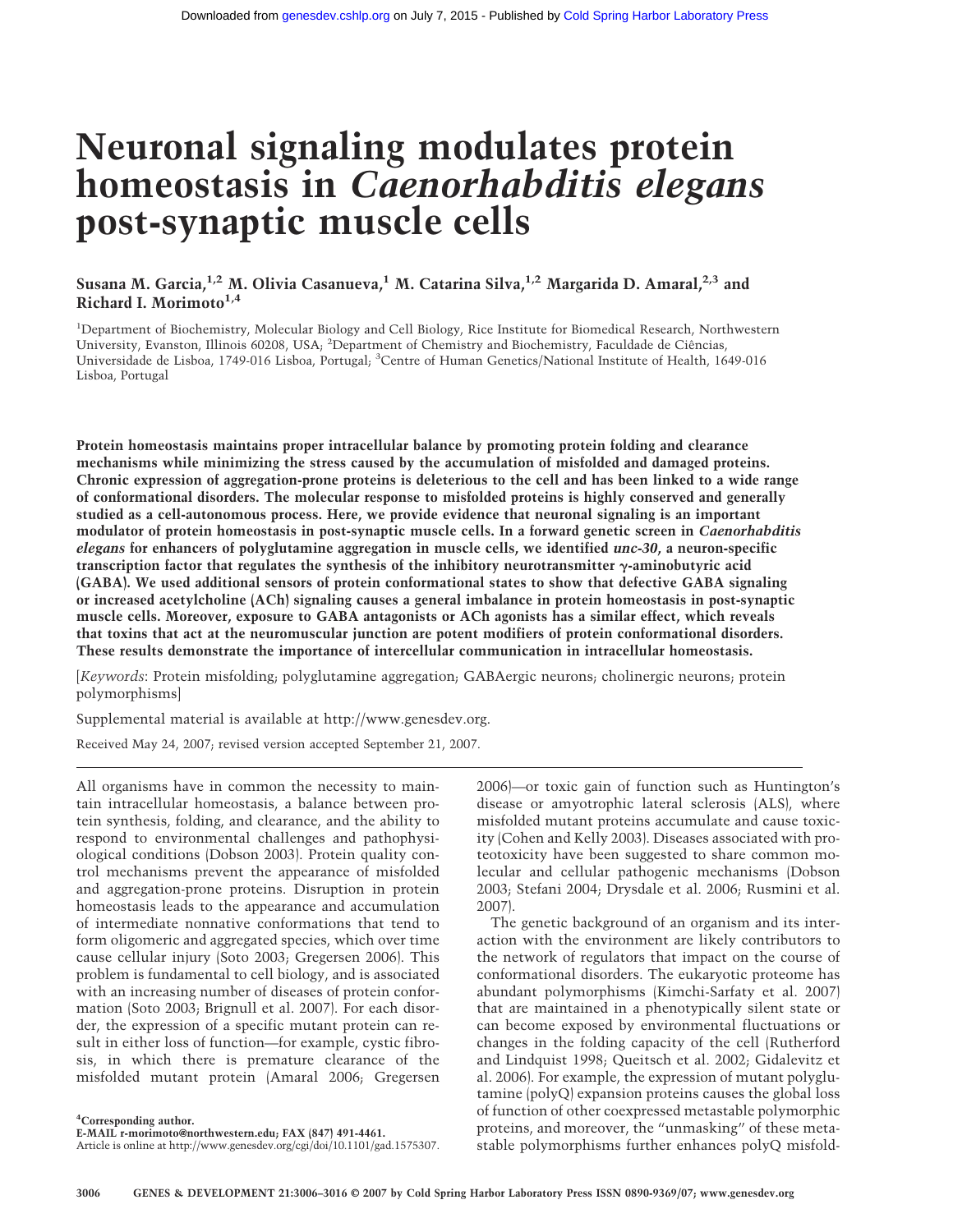# Neuronal signaling modulates protein homeostasis in *Caenorhabditis elegans* post-synaptic muscle cells

**Susana M. Garcia,[1,2] M. Olivia Casanueva,[1] M. Catarina Silva,[1,2] Margarida D. Amaral,[2,3] and Richard I. Morimoto[1,4]**

[1]Department of Biochemistry, Molecular Biology and Cell Biology, Rice Institute for Biomedical Research, Northwestern University, Evanston, Illinois 60208, USA; [2]Department of Chemistry and Biochemistry, Faculdade de Ciências, Universidade de Lisboa, 1749-016 Lisboa, Portugal; [3]Centre of Human Genetics/National Institute of Health, 1649-016 Lisboa, Portugal

**Protein homeostasis maintains proper intracellular balance by promoting protein folding and clearance mechanisms while minimizing the stress caused by the accumulation of misfolded and damaged proteins. Chronic expression of aggregation-prone proteins is deleterious to the cell and has been linked to a wide range of conformational disorders. The molecular response to misfolded proteins is highly conserved and generally studied as a cell-autonomous process. Here, we provide evidence that neuronal signaling is an important modulator of protein homeostasis in post-synaptic muscle cells. In a forward genetic screen in *Caenorhabditis elegans* for enhancers of polyglutamine aggregation in muscle cells, we identified *unc-30*, a neuron-specific transcription factor that regulates the synthesis of the inhibitory neurotransmitter γ-aminobutyric acid (GABA). We used additional sensors of protein conformational states to show that defective GABA signaling or increased acetylcholine (ACh) signaling causes a general imbalance in protein homeostasis in post-synaptic muscle cells. Moreover, exposure to GABA antagonists or ACh agonists has a similar effect, which reveals that toxins that act at the neuromuscular junction are potent modifiers of protein conformational disorders. These results demonstrate the importance of intercellular communication in intracellular homeostasis.**

[*Keywords*: Protein misfolding; polyglutamine aggregation; GABAergic neurons; cholinergic neurons; protein polymorphisms]

Supplemental material is available at http://www.genesdev.org.

Received May 24, 2007; revised version accepted September 21, 2007.

All organisms have in common the necessity to maintain intracellular homeostasis, a balance between protein synthesis, folding, and clearance, and the ability to respond to environmental challenges and pathophysiological conditions (Dobson 2003). Protein quality control mechanisms prevent the appearance of misfolded and aggregation-prone proteins. Disruption in protein homeostasis leads to the appearance and accumulation of intermediate nonnative conformations that tend to form oligomeric and aggregated species, which over time cause cellular injury (Soto 2003; Gregersen 2006). This problem is fundamental to cell biology, and is associated with an increasing number of diseases of protein conformation (Soto 2003; Brignull et al. 2007). For each disorder, the expression of a specific mutant protein can result in either loss of function—for example, cystic fibrosis, in which there is premature clearance of the misfolded mutant protein (Amaral 2006; Gregersen 2006)—or toxic gain of function such as Huntington's disease or amyotrophic lateral sclerosis (ALS), where misfolded mutant proteins accumulate and cause toxicity (Cohen and Kelly 2003). Diseases associated with proteotoxicity have been suggested to share common molecular and cellular pathogenic mechanisms (Dobson 2003; Stefani 2004; Drysdale et al. 2006; Rusmini et al. 2007).

The genetic background of an organism and its interaction with the environment are likely contributors to the network of regulators that impact on the course of conformational disorders. The eukaryotic proteome has abundant polymorphisms (Kimchi-Sarfaty et al. 2007) that are maintained in a phenotypically silent state or can become exposed by environmental fluctuations or changes in the folding capacity of the cell (Rutherford and Lindquist 1998; Queitsch et al. 2002; Gidalevitz et al. 2006). For example, the expression of mutant polyglutamine (polyQ) expansion proteins causes the global loss of function of other coexpressed metastable polymorphic proteins, and moreover, the "unmasking" of these metastable polymorphisms further enhances polyQ misfold-

[4]Corresponding author.
E-MAIL r-morimoto@northwestern.edu; FAX (847) 491-4461.
Article is online at http://www.genesdev.org/cgi/doi/10.1101/gad.1575307.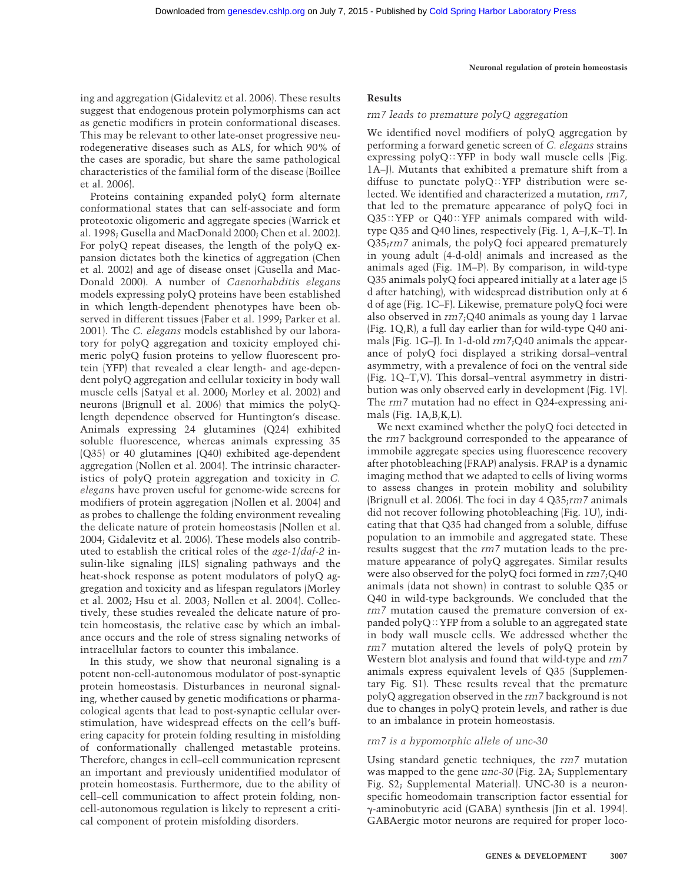ing and aggregation (Gidalevitz et al. 2006). These results suggest that endogenous protein polymorphisms can act as genetic modifiers in protein conformational diseases. This may be relevant to other late-onset progressive neurodegenerative diseases such as ALS, for which 90% of the cases are sporadic, but share the same pathological characteristics of the familial form of the disease (Boillee et al. 2006).

Proteins containing expanded polyQ form alternate conformational states that can self-associate and form proteotoxic oligomeric and aggregate species (Warrick et al. 1998; Gusella and MacDonald 2000; Chen et al. 2002). For polyQ repeat diseases, the length of the polyQ expansion dictates both the kinetics of aggregation (Chen et al. 2002) and age of disease onset (Gusella and MacDonald 2000). A number of *Caenorhabditis elegans* models expressing polyQ proteins have been established in which length-dependent phenotypes have been observed in different tissues (Faber et al. 1999; Parker et al. 2001). The *C. elegans* models established by our laboratory for polyQ aggregation and toxicity employed chimeric polyQ fusion proteins to yellow fluorescent protein (YFP) that revealed a clear length- and age-dependent polyQ aggregation and cellular toxicity in body wall muscle cells (Satyal et al. 2000; Morley et al. 2002) and neurons (Brignull et al. 2006) that mimics the polyQ-length dependence observed for Huntington's disease. Animals expressing 24 glutamines (Q24) exhibited soluble fluorescence, whereas animals expressing 35 (Q35) or 40 glutamines (Q40) exhibited age-dependent aggregation (Nollen et al. 2004). The intrinsic characteristics of polyQ protein aggregation and toxicity in *C. elegans* have proven useful for genome-wide screens for modifiers of protein aggregation (Nollen et al. 2004) and as probes to challenge the folding environment revealing the delicate nature of protein homeostasis (Nollen et al. 2004; Gidalevitz et al. 2006). These models also contributed to establish the critical roles of the *age-1*/*daf-2* insulin-like signaling (ILS) signaling pathways and the heat-shock response as potent modulators of polyQ aggregation and toxicity and as lifespan regulators (Morley et al. 2002; Hsu et al. 2003; Nollen et al. 2004). Collectively, these studies revealed the delicate nature of protein homeostasis, the relative ease by which an imbalance occurs and the role of stress signaling networks of intracellular factors to counter this imbalance.

In this study, we show that neuronal signaling is a potent non-cell-autonomous modulator of post-synaptic protein homeostasis. Disturbances in neuronal signaling, whether caused by genetic modifications or pharmacological agents that lead to post-synaptic cellular overstimulation, have widespread effects on the cell's buffering capacity for protein folding resulting in misfolding of conformationally challenged metastable proteins. Therefore, changes in cell–cell communication represent an important and previously unidentified modulator of protein homeostasis. Furthermore, due to the ability of cell–cell communication to affect protein folding, non-cell-autonomous regulation is likely to represent a critical component of protein misfolding disorders.

## Results

### *rm7* leads to premature polyQ aggregation

We identified novel modifiers of polyQ aggregation by performing a forward genetic screen of *C. elegans* strains expressing polyQ::YFP in body wall muscle cells (Fig. 1A–J). Mutants that exhibited a premature shift from a diffuse to punctate polyQ::YFP distribution were selected. We identified and characterized a mutation, *rm7*, that led to the premature appearance of polyQ foci in Q35::YFP or Q40::YFP animals compared with wild-type Q35 and Q40 lines, respectively (Fig. 1, A–J,K–T). In Q35;*rm7* animals, the polyQ foci appeared prematurely in young adult (4-d-old) animals and increased as the animals aged (Fig. 1M–P). By comparison, in wild-type Q35 animals polyQ foci appeared initially at a later age (5 d after hatching), with widespread distribution only at 6 d of age (Fig. 1C–F). Likewise, premature polyQ foci were also observed in *rm7*;Q40 animals as young day 1 larvae (Fig. 1Q,R), a full day earlier than for wild-type Q40 animals (Fig. 1G–J). In 1-d-old *rm7*;Q40 animals the appearance of polyQ foci displayed a striking dorsal–ventral asymmetry, with a prevalence of foci on the ventral side (Fig. 1Q–T,V). This dorsal–ventral asymmetry in distribution was only observed early in development (Fig. 1V). The *rm7* mutation had no effect in Q24-expressing animals (Fig. 1A,B,K,L).

We next examined whether the polyQ foci detected in the *rm7* background corresponded to the appearance of immobile aggregate species using fluorescence recovery after photobleaching (FRAP) analysis. FRAP is a dynamic imaging method that we adapted to cells of living worms to assess changes in protein mobility and solubility (Brignull et al. 2006). The foci in day 4 Q35;*rm7* animals did not recover following photobleaching (Fig. 1U), indicating that that Q35 had changed from a soluble, diffuse population to an immobile and aggregated state. These results suggest that the *rm7* mutation leads to the premature appearance of polyQ aggregates. Similar results were also observed for the polyQ foci formed in *rm7*;Q40 animals (data not shown) in contrast to soluble Q35 or Q40 in wild-type backgrounds. We concluded that the *rm7* mutation caused the premature conversion of expanded polyQ::YFP from a soluble to an aggregated state in body wall muscle cells. We addressed whether the *rm7* mutation altered the levels of polyQ protein by Western blot analysis and found that wild-type and *rm7* animals express equivalent levels of Q35 (Supplementary Fig. S1). These results reveal that the premature polyQ aggregation observed in the *rm7* background is not due to changes in polyQ protein levels, and rather is due to an imbalance in protein homeostasis.

### *rm7* is a hypomorphic allele of *unc-30*

Using standard genetic techniques, the *rm7* mutation was mapped to the gene *unc-30* (Fig. 2A; Supplementary Fig. S2; Supplemental Material). UNC-30 is a neuron-specific homeodomain transcription factor essential for γ-aminobutyric acid (GABA) synthesis (Jin et al. 1994). GABAergic motor neurons are required for proper loco-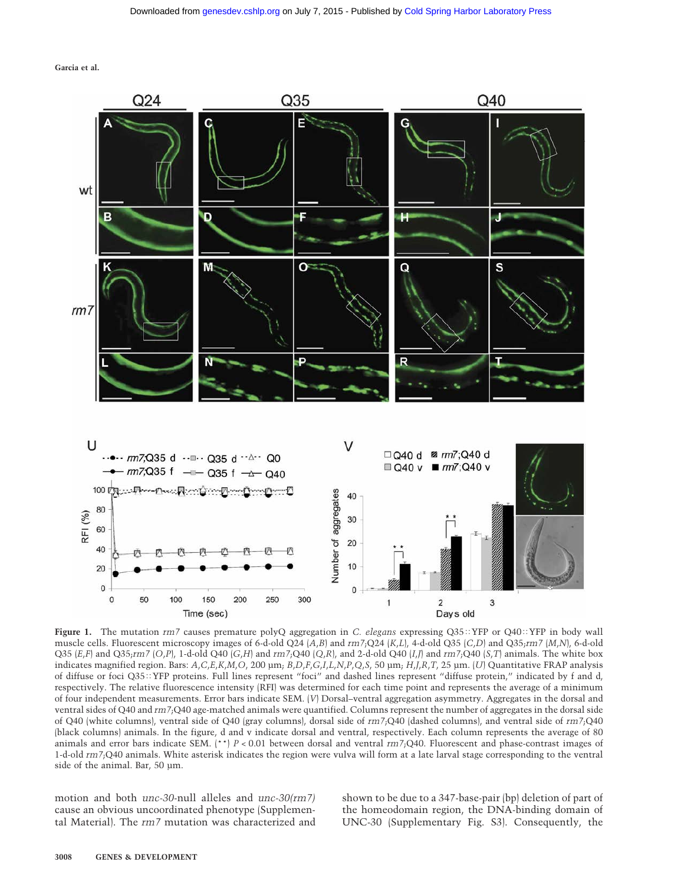**Figure 1.** The mutation *rm7* causes premature polyQ aggregation in *C. elegans* expressing Q35::YFP or Q40::YFP in body wall muscle cells. Fluorescent microscopy images of 6-d-old Q24 (*A*,*B*) and *rm7*;Q24 (*K*,*L*), 4-d-old Q35 (*C*,*D*) and Q35;*rm7* (*M*,*N*), 6-d-old Q35 (*E*,*F*) and Q35;*rm7* (*O*,*P*), 1-d-old Q40 (*G*,*H*) and *rm7*;Q40 (*Q*,*R*), and 2-d-old Q40 (*I*,*J*) and *rm7*;Q40 (*S*,*T*) animals. The white box indicates magnified region. Bars: *A*,*C*,*E*,*K*,*M*,*O*, 200 µm; *B*,*D*,*F*,*G*,*I*,*L*,*N*,*P*,*Q*,*S*, 50 µm; *H*,*J*,*R*,*T*, 25 µm. (*U*) Quantitative FRAP analysis of diffuse or foci Q35::YFP proteins. Full lines represent "foci" and dashed lines represent "diffuse protein," indicated by f and d, respectively. The relative fluorescence intensity (RFI) was determined for each time point and represents the average of a minimum of four independent measurements. Error bars indicate SEM. (*V*) Dorsal–ventral aggregation asymmetry. Aggregates in the dorsal and ventral sides of Q40 and *rm7*;Q40 age-matched animals were quantified. Columns represent the number of aggregates in the dorsal side of Q40 (white columns), ventral side of Q40 (gray columns), dorsal side of *rm7*;Q40 (dashed columns), and ventral side of *rm7*;Q40 (black columns) animals. In the figure, d and v indicate dorsal and ventral, respectively. Each column represents the average of 80 animals and error bars indicate SEM. (**) $P < 0.01$ between dorsal and ventral *rm7*;Q40. Fluorescent and phase-contrast images of 1-d-old *rm7*;Q40 animals. White asterisk indicates the region were vulva will form at a late larval stage corresponding to the ventral side of the animal. Bar, 50 µm.

motion and both *unc-30*-null alleles and *unc-30(rm7)* cause an obvious uncoordinated phenotype (Supplemental Material). The *rm7* mutation was characterized and shown to be due to a 347-base-pair (bp) deletion of part of the homeodomain region, the DNA-binding domain of UNC-30 (Supplementary Fig. S3). Consequently, the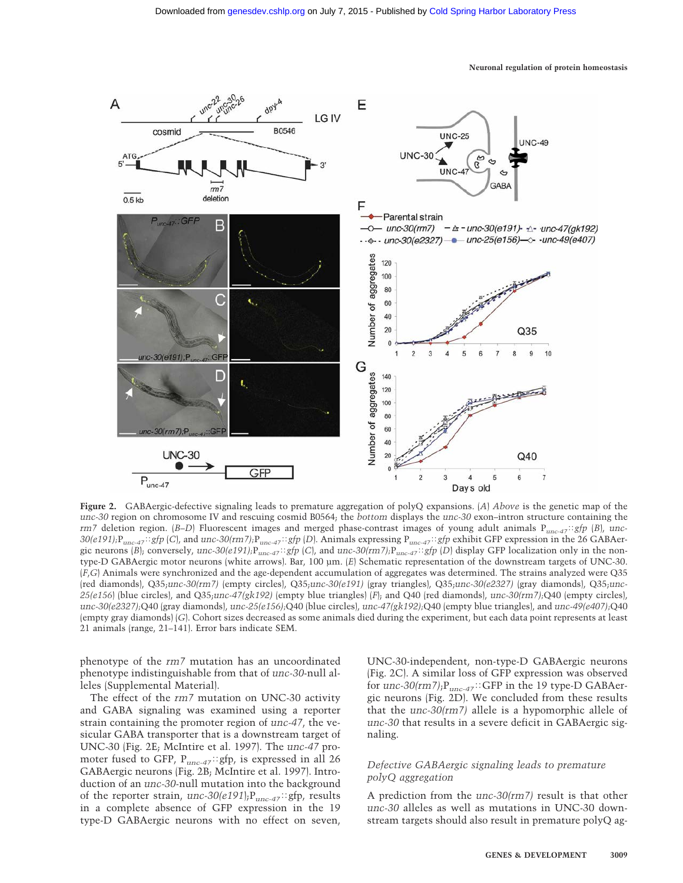**Figure 2.** GABAergic-defective signaling leads to premature aggregation of polyQ expansions. (*A*) *Above* is the genetic map of the *unc-30* region on chromosome IV and rescuing cosmid B0564; the *bottom* displays the *unc-30* exon–intron structure containing the *rm7* deletion region. (*B*–*D*) Fluorescent images and merged phase-contrast images of young adult animals $P_{unc-47}$::*gfp* (*B*), *unc-30(e191)*;$P_{unc-47}$::*gfp* (*C*), and *unc-30(rm7)*;$P_{unc-47}$::*gfp* (*D*). Animals expressing $P_{unc-47}$::*gfp* exhibit GFP expression in the 26 GABAergic neurons (*B*); conversely, *unc-30(e191)*;$P_{unc-47}$::*gfp* (*C*), and *unc-30(rm7)*;$P_{unc-47}$::*gfp* (*D*) display GFP localization only in the non-type-D GABAergic motor neurons (white arrows). Bar, 100 µm. (*E*) Schematic representation of the downstream targets of UNC-30. (*F*,*G*) Animals were synchronized and the age-dependent accumulation of aggregates was determined. The strains analyzed were Q35 (red diamonds), Q35;*unc-30(rm7)* (empty circles), Q35;*unc-30(e191)* (gray triangles), Q35;*unc-30(e2327)* (gray diamonds), Q35;*unc-25(e156)* (blue circles), and Q35;*unc-47(gk192)* (empty blue triangles) (*F*); and Q40 (red diamonds), *unc-30(rm7)*;Q40 (empty circles), *unc-30(e2327)*;Q40 (gray diamonds), *unc-25(e156)*;Q40 (blue circles), *unc-47(gk192)*;Q40 (empty blue triangles), and *unc-49(e407)*;Q40 (empty gray diamonds) (*G*). Cohort sizes decreased as some animals died during the experiment, but each data point represents at least 21 animals (range, 21–141). Error bars indicate SEM.

phenotype of the *rm7* mutation has an uncoordinated phenotype indistinguishable from that of *unc-30*-null alleles (Supplemental Material).

The effect of the *rm7* mutation on UNC-30 activity and GABA signaling was examined using a reporter strain containing the promoter region of *unc-47*, the vesicular GABA transporter that is a downstream target of UNC-30 (Fig. 2E; McIntire et al. 1997). The *unc-47* promoter fused to GFP, $P_{unc-47}$::gfp, is expressed in all 26 GABAergic neurons (Fig. 2B; McIntire et al. 1997). Introduction of an *unc-30*-null mutation into the background of the reporter strain, *unc-30(e191)*;$P_{unc-47}$::gfp, results in a complete absence of GFP expression in the 19 type-D GABAergic neurons with no effect on seven, UNC-30-independent, non-type-D GABAergic neurons (Fig. 2C). A similar loss of GFP expression was observed for *unc-30(rm7)*;$P_{unc-47}$::GFP in the 19 type-D GABAergic neurons (Fig. 2D). We concluded from these results that the *unc-30(rm7)* allele is a hypomorphic allele of *unc-30* that results in a severe deficit in GABAergic signaling.

### *Defective GABAergic signaling leads to premature polyQ aggregation*

A prediction from the *unc-30(rm7)* result is that other *unc-30* alleles as well as mutations in UNC-30 downstream targets should also result in premature polyQ ag-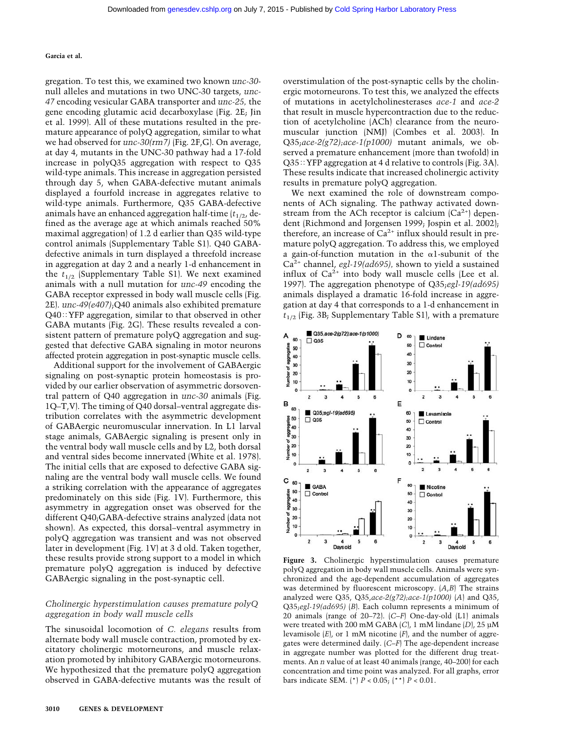gregation. To test this, we examined two known *unc-30*-null alleles and mutations in two UNC-30 targets, *unc-47* encoding vesicular GABA transporter and *unc-25*, the gene encoding glutamic acid decarboxylase (Fig. 2E; Jin et al. 1999). All of these mutations resulted in the premature appearance of polyQ aggregation, similar to what we had observed for *unc-30(rm7)* (Fig. 2F,G). On average, at day 4, mutants in the UNC-30 pathway had a 17-fold increase in polyQ35 aggregation with respect to Q35 wild-type animals. This increase in aggregation persisted through day 5, when GABA-defective mutant animals displayed a fourfold increase in aggregates relative to wild-type animals. Furthermore, Q35 GABA-defective animals have an enhanced aggregation half-time ($t_{1/2}$, defined as the average age at which animals reached 50% maximal aggregation) of 1.2 d earlier than Q35 wild-type control animals (Supplementary Table S1). Q40 GABA-defective animals in turn displayed a threefold increase in aggregation at day 2 and a nearly 1-d enhancement in the $t_{1/2}$ (Supplementary Table S1). We next examined animals with a null mutation for *unc-49* encoding the GABA receptor expressed in body wall muscle cells (Fig. 2E). *unc-49(e407)*;Q40 animals also exhibited premature Q40::YFP aggregation, similar to that observed in other GABA mutants (Fig. 2G). These results revealed a consistent pattern of premature polyQ aggregation and suggested that defective GABA signaling in motor neurons affected protein aggregation in post-synaptic muscle cells.

Additional support for the involvement of GABAergic signaling on post-synaptic protein homeostasis is provided by our earlier observation of asymmetric dorsoventral pattern of Q40 aggregation in *unc-30* animals (Fig. 1Q–T,V). The timing of Q40 dorsal–ventral aggregate distribution correlates with the asymmetric development of GABAergic neuromuscular innervation. In L1 larval stage animals, GABAergic signaling is present only in the ventral body wall muscle cells and by L2, both dorsal and ventral sides become innervated (White et al. 1978). The initial cells that are exposed to defective GABA signaling are the ventral body wall muscle cells. We found a striking correlation with the appearance of aggregates predominately on this side (Fig. 1V). Furthermore, this asymmetry in aggregation onset was observed for the different Q40;GABA-defective strains analyzed (data not shown). As expected, this dorsal–ventral asymmetry in polyQ aggregation was transient and was not observed later in development (Fig. 1V) at 3 d old. Taken together, these results provide strong support to a model in which premature polyQ aggregation is induced by defective GABAergic signaling in the post-synaptic cell.

### *Cholinergic hyperstimulation causes premature polyQ aggregation in body wall muscle cells*

The sinusoidal locomotion of *C. elegans* results from alternate body wall muscle contraction, promoted by excitatory cholinergic motorneurons, and muscle relaxation promoted by inhibitory GABAergic motorneurons. We hypothesized that the premature polyQ aggregation observed in GABA-defective mutants was the result of overstimulation of the post-synaptic cells by the cholinergic motorneurons. To test this, we analyzed the effects of mutations in acetylcholinesterases *ace-1* and *ace-2* that result in muscle hypercontraction due to the reduction of acetylcholine (ACh) clearance from the neuromuscular junction (NMJ) (Combes et al. 2003). In Q35;*ace-2(g72)*;*ace-1(p1000)* mutant animals, we observed a premature enhancement (more than twofold) in Q35::YFP aggregation at 4 d relative to controls (Fig. 3A). These results indicate that increased cholinergic activity results in premature polyQ aggregation.

We next examined the role of downstream components of ACh signaling. The pathway activated downstream from the ACh receptor is calcium ($Ca^{2+}$) dependent (Richmond and Jorgensen 1999; Jospin et al. 2002); therefore, an increase of $Ca^{2+}$ influx should result in premature polyQ aggregation. To address this, we employed a gain-of-function mutation in the α1-subunit of the $Ca^{2+}$ channel, *egl-19(ad695)*, shown to yield a sustained influx of $Ca^{2+}$ into body wall muscle cells (Lee et al. 1997). The aggregation phenotype of Q35;*egl-19(ad695)* animals displayed a dramatic 16-fold increase in aggregation at day 4 that corresponds to a 1-d enhancement in $t_{1/2}$ (Fig. 3B; Supplementary Table S1), with a premature

**Figure 3.** Cholinergic hyperstimulation causes premature polyQ aggregation in body wall muscle cells. Animals were synchronized and the age-dependent accumulation of aggregates was determined by fluorescent microscopy. (*A*,*B*) The strains analyzed were Q35, Q35,*ace-2(g72)*;*ace-1(p1000)* (*A*) and Q35, Q35;*egl-19(ad695)* (*B*). Each column represents a minimum of 20 animals (range of 20–72). (*C*–*F*) One-day-old (L1) animals were treated with 200 mM GABA (*C*), 1 mM lindane (*D*), 25 µM levamisole (*E*), or 1 mM nicotine (*F*), and the number of aggregates were determined daily. (*C*–*F*) The age-dependent increase in aggregate number was plotted for the different drug treatments. An *n* value of at least 40 animals (range, 40–200) for each concentration and time point was analyzed. For all graphs, error bars indicate SEM. (*) $P < 0.05$; (**) $P < 0.01$.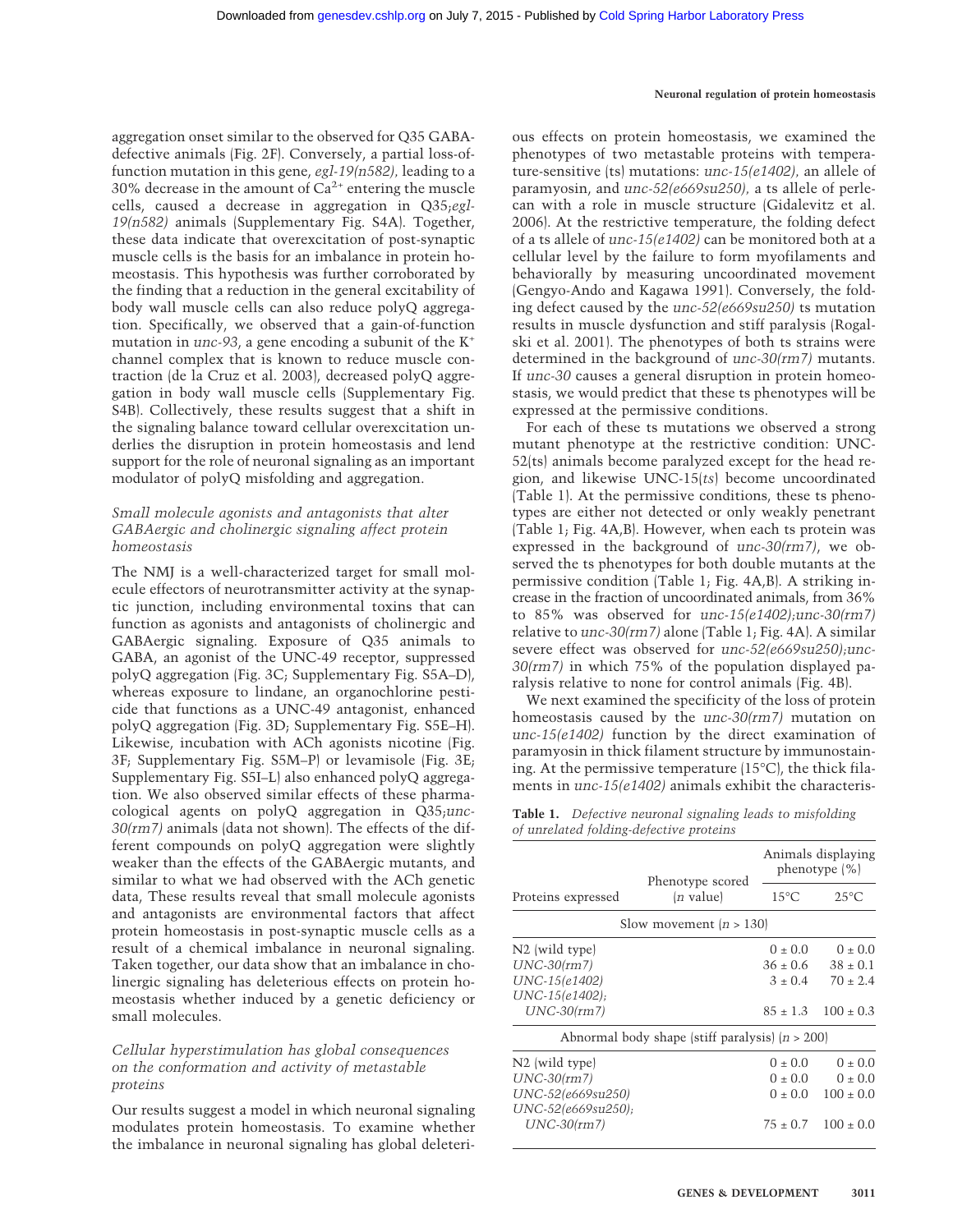aggregation onset similar to the observed for Q35 GABA-defective animals (Fig. 2F). Conversely, a partial loss-of-function mutation in this gene, *egl-19(n582)*, leading to a 30% decrease in the amount of $Ca^{2+}$ entering the muscle cells, caused a decrease in aggregation in Q35;*egl-19(n582)* animals (Supplementary Fig. S4A). Together, these data indicate that overexcitation of post-synaptic muscle cells is the basis for an imbalance in protein homeostasis. This hypothesis was further corroborated by the finding that a reduction in the general excitability of body wall muscle cells can also reduce polyQ aggregation. Specifically, we observed that a gain-of-function mutation in *unc-93*, a gene encoding a subunit of the $K^+$ channel complex that is known to reduce muscle contraction (de la Cruz et al. 2003), decreased polyQ aggregation in body wall muscle cells (Supplementary Fig. S4B). Collectively, these results suggest that a shift in the signaling balance toward cellular overexcitation underlies the disruption in protein homeostasis and lend support for the role of neuronal signaling as an important modulator of polyQ misfolding and aggregation.

### *Small molecule agonists and antagonists that alter GABAergic and cholinergic signaling affect protein homeostasis*

The NMJ is a well-characterized target for small molecule effectors of neurotransmitter activity at the synaptic junction, including environmental toxins that can function as agonists and antagonists of cholinergic and GABAergic signaling. Exposure of Q35 animals to GABA, an agonist of the UNC-49 receptor, suppressed polyQ aggregation (Fig. 3C; Supplementary Fig. S5A–D), whereas exposure to lindane, an organochlorine pesticide that functions as a UNC-49 antagonist, enhanced polyQ aggregation (Fig. 3D; Supplementary Fig. S5E–H). Likewise, incubation with ACh agonists nicotine (Fig. 3F; Supplementary Fig. S5M–P) or levamisole (Fig. 3E; Supplementary Fig. S5I–L) also enhanced polyQ aggregation. We also observed similar effects of these pharmacological agents on polyQ aggregation in Q35;*unc-30(rm7)* animals (data not shown). The effects of the different compounds on polyQ aggregation were slightly weaker than the effects of the GABAergic mutants, and similar to what we had observed with the ACh genetic data, These results reveal that small molecule agonists and antagonists are environmental factors that affect protein homeostasis in post-synaptic muscle cells as a result of a chemical imbalance in neuronal signaling. Taken together, our data show that an imbalance in cholinergic signaling has deleterious effects on protein homeostasis whether induced by a genetic deficiency or small molecules.

### *Cellular hyperstimulation has global consequences on the conformation and activity of metastable proteins*

Our results suggest a model in which neuronal signaling modulates protein homeostasis. To examine whether the imbalance in neuronal signaling has global deleterious effects on protein homeostasis, we examined the phenotypes of two metastable proteins with temperature-sensitive (ts) mutations: *unc-15(e1402)*, an allele of paramyosin, and *unc-52(e669su250)*, a ts allele of perlecan with a role in muscle structure (Gidalevitz et al. 2006). At the restrictive temperature, the folding defect of a ts allele of *unc-15(e1402)* can be monitored both at a cellular level by the failure to form myofilaments and behaviorally by measuring uncoordinated movement (Gengyo-Ando and Kagawa 1991). Conversely, the folding defect caused by the *unc-52(e669su250)* ts mutation results in muscle dysfunction and stiff paralysis (Rogalski et al. 2001). The phenotypes of both ts strains were determined in the background of *unc-30(rm7)* mutants. If *unc-30* causes a general disruption in protein homeostasis, we would predict that these ts phenotypes will be expressed at the permissive conditions.

For each of these ts mutations we observed a strong mutant phenotype at the restrictive condition: UNC-52(ts) animals become paralyzed except for the head region, and likewise UNC-15(*ts*) become uncoordinated (Table 1). At the permissive conditions, these ts phenotypes are either not detected or only weakly penetrant (Table 1; Fig. 4A,B). However, when each ts protein was expressed in the background of *unc-30(rm7)*, we observed the ts phenotypes for both double mutants at the permissive condition (Table 1; Fig. 4A,B). A striking increase in the fraction of uncoordinated animals, from 36% to 85% was observed for *unc-15(e1402);unc-30(rm7)* relative to *unc-30(rm7)* alone (Table 1; Fig. 4A). A similar severe effect was observed for *unc-52(e669su250);unc-30(rm7)* in which 75% of the population displayed paralysis relative to none for control animals (Fig. 4B).

We next examined the specificity of the loss of protein homeostasis caused by the *unc-30(rm7)* mutation on *unc-15(e1402)* function by the direct examination of paramyosin in thick filament structure by immunostaining. At the permissive temperature (15°C), the thick filaments in *unc-15(e1402)* animals exhibit the characteris-

**Table 1.** *Defective neuronal signaling leads to misfolding of unrelated folding-defective proteins*

| Proteins expressed | Phenotype scored (*n* value) | Animals displaying phenotype (%) | |
|---|---|---|---|
| | | 15°C | 25°C |
| | Slow movement ($n > 130$) | | |
| N2 (wild type) | | 0 ± 0.0 | 0 ± 0.0 |
| *UNC-30(rm7)* | | 36 ± 0.6 | 38 ± 0.1 |
| *UNC-15(e1402)* | | 3 ± 0.4 | 70 ± 2.4 |
| *UNC-15(e1402)*; *UNC-30(rm7)* | | 85 ± 1.3 | 100 ± 0.3 |
| | Abnormal body shape (stiff paralysis) ($n > 200$) | | |
| N2 (wild type) | | 0 ± 0.0 | 0 ± 0.0 |
| *UNC-30(rm7)* | | 0 ± 0.0 | 0 ± 0.0 |
| *UNC-52(e669su250)* | | 0 ± 0.0 | 100 ± 0.0 |
| *UNC-52(e669su250)*; *UNC-30(rm7)* | | 75 ± 0.7 | 100 ± 0.0 |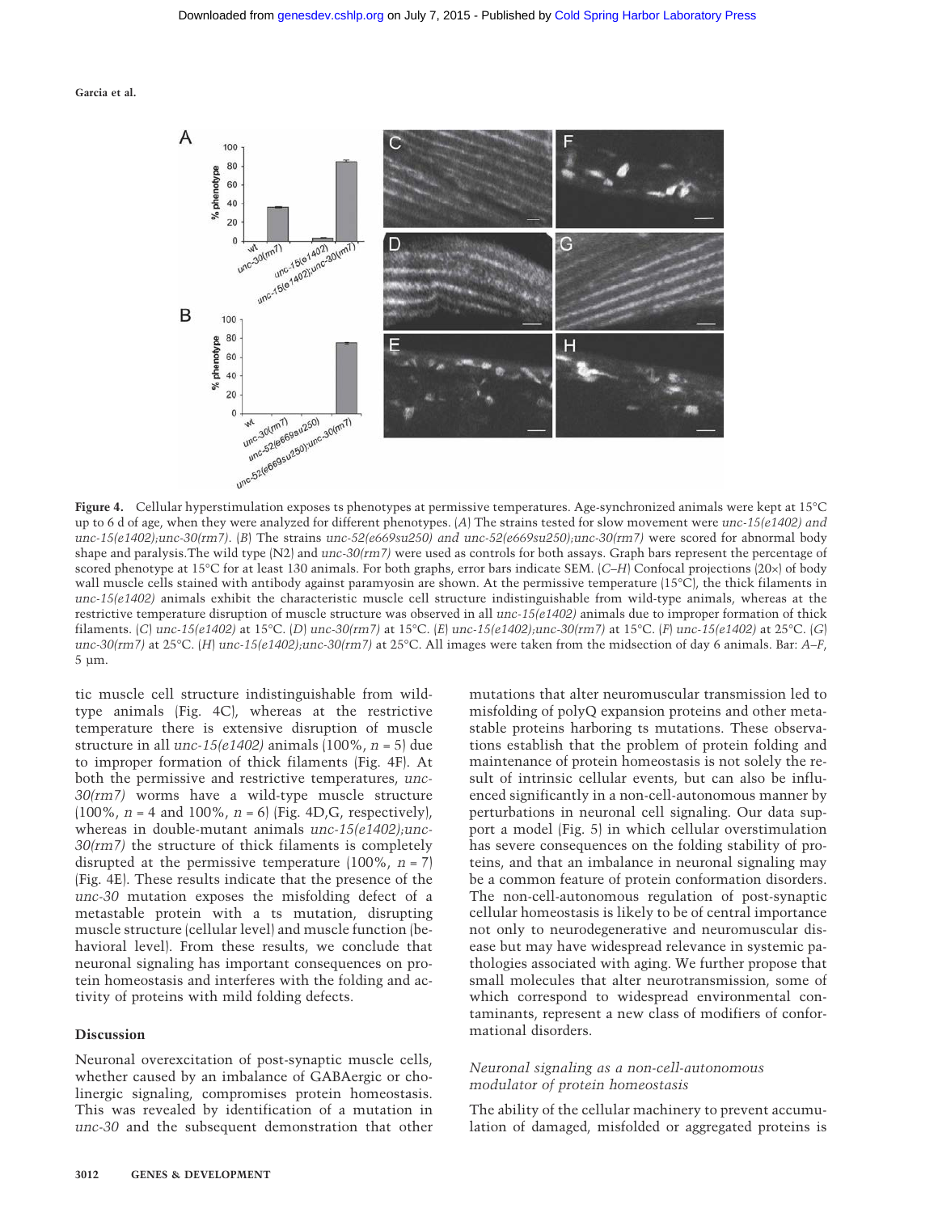**Figure 4.** Cellular hyperstimulation exposes ts phenotypes at permissive temperatures. Age-synchronized animals were kept at 15°C up to 6 d of age, when they were analyzed for different phenotypes. (*A*) The strains tested for slow movement were *unc-15(e1402) and unc-15(e1402);unc-30(rm7)*. (*B*) The strains *unc-52(e669su250) and unc-52(e669su250);unc-30(rm7)* were scored for abnormal body shape and paralysis. The wild type (N2) and *unc-30(rm7)* were used as controls for both assays. Graph bars represent the percentage of scored phenotype at 15°C for at least 130 animals. For both graphs, error bars indicate SEM. (*C–H*) Confocal projections (20×) of body wall muscle cells stained with antibody against paramyosin are shown. At the permissive temperature (15°C), the thick filaments in *unc-15(e1402)* animals exhibit the characteristic muscle cell structure indistinguishable from wild-type animals, whereas at the restrictive temperature disruption of muscle structure was observed in all *unc-15(e1402)* animals due to improper formation of thick filaments. (*C*) *unc-15(e1402)* at 15°C. (*D*) *unc-30(rm7)* at 15°C. (*E*) *unc-15(e1402);unc-30(rm7)* at 15°C. (*F*) *unc-15(e1402)* at 25°C. (*G*) *unc-30(rm7)* at 25°C. (*H*) *unc-15(e1402);unc-30(rm7)* at 25°C. All images were taken from the midsection of day 6 animals. Bar: *A–F*, 5 µm.

tic muscle cell structure indistinguishable from wild-type animals (Fig. 4C), whereas at the restrictive temperature there is extensive disruption of muscle structure in all *unc-15(e1402)* animals (100%, *n* = 5) due to improper formation of thick filaments (Fig. 4F). At both the permissive and restrictive temperatures, *unc-30(rm7)* worms have a wild-type muscle structure (100%, *n* = 4 and 100%, *n* = 6) (Fig. 4D,G, respectively), whereas in double-mutant animals *unc-15(e1402);unc-30(rm7)* the structure of thick filaments is completely disrupted at the permissive temperature (100%, *n* = 7) (Fig. 4E). These results indicate that the presence of the *unc-30* mutation exposes the misfolding defect of a metastable protein with a ts mutation, disrupting muscle structure (cellular level) and muscle function (behavioral level). From these results, we conclude that neuronal signaling has important consequences on protein homeostasis and interferes with the folding and activity of proteins with mild folding defects.

## Discussion

Neuronal overexcitation of post-synaptic muscle cells, whether caused by an imbalance of GABAergic or cholinergic signaling, compromises protein homeostasis. This was revealed by identification of a mutation in *unc-30* and the subsequent demonstration that other mutations that alter neuromuscular transmission led to misfolding of polyQ expansion proteins and other metastable proteins harboring ts mutations. These observations establish that the problem of protein folding and maintenance of protein homeostasis is not solely the result of intrinsic cellular events, but can also be influenced significantly in a non-cell-autonomous manner by perturbations in neuronal cell signaling. Our data support a model (Fig. 5) in which cellular overstimulation has severe consequences on the folding stability of proteins, and that an imbalance in neuronal signaling may be a common feature of protein conformation disorders. The non-cell-autonomous regulation of post-synaptic cellular homeostasis is likely to be of central importance not only to neurodegenerative and neuromuscular disease but may have widespread relevance in systemic pathologies associated with aging. We further propose that small molecules that alter neurotransmission, some of which correspond to widespread environmental contaminants, represent a new class of modifiers of conformational disorders.

### *Neuronal signaling as a non-cell-autonomous modulator of protein homeostasis*

The ability of the cellular machinery to prevent accumulation of damaged, misfolded or aggregated proteins is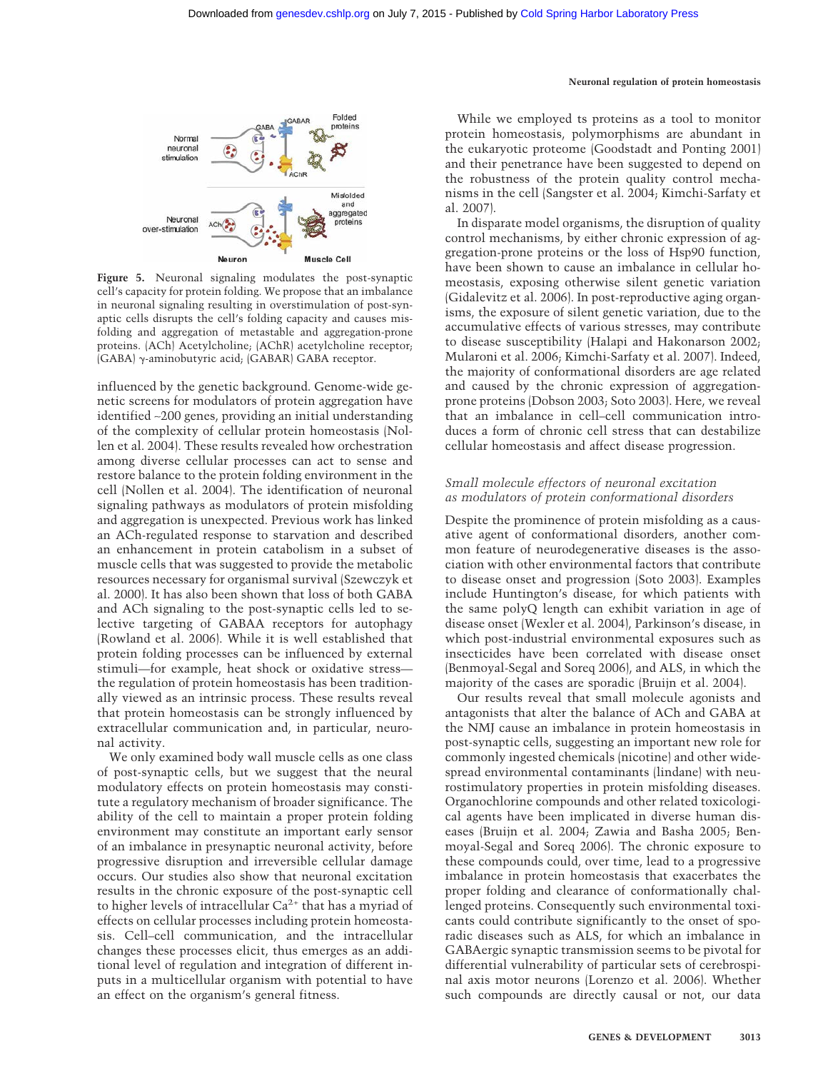Normal neuronal stimulation

Neuronal over-stimulation

GABA

GABAR

AChR

ACh

Folded proteins

Misfolded and aggregated proteins

Neuron

Muscle Cell

**Figure 5.** Neuronal signaling modulates the post-synaptic cell's capacity for protein folding. We propose that an imbalance in neuronal signaling resulting in overstimulation of post-synaptic cells disrupts the cell's folding capacity and causes misfolding and aggregation of metastable and aggregation-prone proteins. (ACh) Acetylcholine; (AChR) acetylcholine receptor; (GABA) γ-aminobutyric acid; (GABAR) GABA receptor.

influenced by the genetic background. Genome-wide genetic screens for modulators of protein aggregation have identified ~200 genes, providing an initial understanding of the complexity of cellular protein homeostasis (Nollen et al. 2004). These results revealed how orchestration among diverse cellular processes can act to sense and restore balance to the protein folding environment in the cell (Nollen et al. 2004). The identification of neuronal signaling pathways as modulators of protein misfolding and aggregation is unexpected. Previous work has linked an ACh-regulated response to starvation and described an enhancement in protein catabolism in a subset of muscle cells that was suggested to provide the metabolic resources necessary for organismal survival (Szewczyk et al. 2000). It has also been shown that loss of both GABA and ACh signaling to the post-synaptic cells led to selective targeting of GABAA receptors for autophagy (Rowland et al. 2006). While it is well established that protein folding processes can be influenced by external stimuli—for example, heat shock or oxidative stress—the regulation of protein homeostasis has been traditionally viewed as an intrinsic process. These results reveal that protein homeostasis can be strongly influenced by extracellular communication and, in particular, neuronal activity.

We only examined body wall muscle cells as one class of post-synaptic cells, but we suggest that the neural modulatory effects on protein homeostasis may constitute a regulatory mechanism of broader significance. The ability of the cell to maintain a proper protein folding environment may constitute an important early sensor of an imbalance in presynaptic neuronal activity, before progressive disruption and irreversible cellular damage occurs. Our studies also show that neuronal excitation results in the chronic exposure of the post-synaptic cell to higher levels of intracellular $Ca^{2+}$ that has a myriad of effects on cellular processes including protein homeostasis. Cell–cell communication, and the intracellular changes these processes elicit, thus emerges as an additional level of regulation and integration of different inputs in a multicellular organism with potential to have an effect on the organism's general fitness.

While we employed ts proteins as a tool to monitor protein homeostasis, polymorphisms are abundant in the eukaryotic proteome (Goodstadt and Ponting 2001) and their penetrance have been suggested to depend on the robustness of the protein quality control mechanisms in the cell (Sangster et al. 2004; Kimchi-Sarfaty et al. 2007).

In disparate model organisms, the disruption of quality control mechanisms, by either chronic expression of aggregation-prone proteins or the loss of Hsp90 function, have been shown to cause an imbalance in cellular homeostasis, exposing otherwise silent genetic variation (Gidalevitz et al. 2006). In post-reproductive aging organisms, the exposure of silent genetic variation, due to the accumulative effects of various stresses, may contribute to disease susceptibility (Halapi and Hakonarson 2002; Mularoni et al. 2006; Kimchi-Sarfaty et al. 2007). Indeed, the majority of conformational disorders are age related and caused by the chronic expression of aggregation-prone proteins (Dobson 2003; Soto 2003). Here, we reveal that an imbalance in cell–cell communication introduces a form of chronic cell stress that can destabilize cellular homeostasis and affect disease progression.

### *Small molecule effectors of neuronal excitation as modulators of protein conformational disorders*

Despite the prominence of protein misfolding as a causative agent of conformational disorders, another common feature of neurodegenerative diseases is the association with other environmental factors that contribute to disease onset and progression (Soto 2003). Examples include Huntington's disease, for which patients with the same polyQ length can exhibit variation in age of disease onset (Wexler et al. 2004), Parkinson's disease, in which post-industrial environmental exposures such as insecticides have been correlated with disease onset (Benmoyal-Segal and Soreq 2006), and ALS, in which the majority of the cases are sporadic (Bruijn et al. 2004).

Our results reveal that small molecule agonists and antagonists that alter the balance of ACh and GABA at the NMJ cause an imbalance in protein homeostasis in post-synaptic cells, suggesting an important new role for commonly ingested chemicals (nicotine) and other widespread environmental contaminants (lindane) with neurostimulatory properties in protein misfolding diseases. Organochlorine compounds and other related toxicological agents have been implicated in diverse human diseases (Bruijn et al. 2004; Zawia and Basha 2005; Benmoyal-Segal and Soreq 2006). The chronic exposure to these compounds could, over time, lead to a progressive imbalance in protein homeostasis that exacerbates the proper folding and clearance of conformationally challenged proteins. Consequently such environmental toxicants could contribute significantly to the onset of sporadic diseases such as ALS, for which an imbalance in GABAergic synaptic transmission seems to be pivotal for differential vulnerability of particular sets of cerebrospinal axis motor neurons (Lorenzo et al. 2006). Whether such compounds are directly causal or not, our data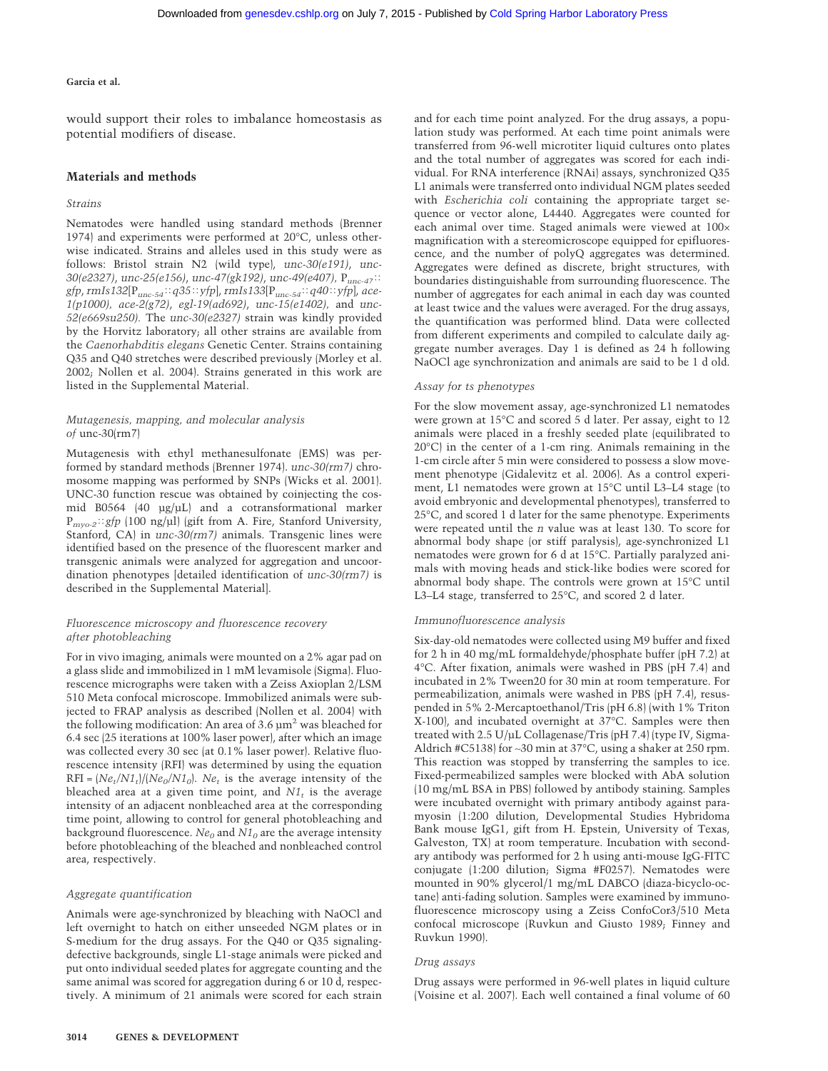would support their roles to imbalance homeostasis as potential modifiers of disease.

## Materials and methods

### Strains

Nematodes were handled using standard methods (Brenner 1974) and experiments were performed at 20°C, unless otherwise indicated. Strains and alleles used in this study were as follows: Bristol strain N2 (wild type), *unc-30(e191)*, *unc-30(e2327)*, *unc-25(e156)*, *unc-47(gk192)*, *unc-49(e407)*, $P_{unc-47}$::*gfp*, *rmIs132*[$P_{unc-54}$::*q35*::*yfp*], *rmIs133*[$P_{unc-54}$::*q40*::*yfp*], *ace-1(p1000)*, *ace-2(g72)*, *egl-19(ad692)*, *unc-15(e1402)*, and *unc-52(e669su250)*. The *unc-30(e2327)* strain was kindly provided by the Horvitz laboratory; all other strains are available from the *Caenorhabditis elegans* Genetic Center. Strains containing Q35 and Q40 stretches were described previously (Morley et al. 2002; Nollen et al. 2004). Strains generated in this work are listed in the Supplemental Material.

### Mutagenesis, mapping, and molecular analysis of unc-30(rm7)

Mutagenesis with ethyl methanesulfonate (EMS) was performed by standard methods (Brenner 1974). *unc-30(rm7)* chromosome mapping was performed by SNPs (Wicks et al. 2001). UNC-30 function rescue was obtained by coinjecting the cosmid B0564 (40 µg/µL) and a cotransformational marker $P_{myo-2}$::*gfp* (100 ng/µl) (gift from A. Fire, Stanford University, Stanford, CA) in *unc-30(rm7)* animals. Transgenic lines were identified based on the presence of the fluorescent marker and transgenic animals were analyzed for aggregation and uncoordination phenotypes [detailed identification of *unc-30(rm7)* is described in the Supplemental Material].

### Fluorescence microscopy and fluorescence recovery after photobleaching

For in vivo imaging, animals were mounted on a 2% agar pad on a glass slide and immobilized in 1 mM levamisole (Sigma). Fluorescence micrographs were taken with a Zeiss Axioplan 2/LSM 510 Meta confocal microscope. Immobilized animals were subjected to FRAP analysis as described (Nollen et al. 2004) with the following modification: An area of 3.6 µm$^2$ was bleached for 6.4 sec (25 iterations at 100% laser power), after which an image was collected every 30 sec (at 0.1% laser power). Relative fluorescence intensity (RFI) was determined by using the equation $RFI = (Ne_t/N1_t)/(Ne_0/N1_0)$. $Ne_t$ is the average intensity of the bleached area at a given time point, and $N1_t$ is the average intensity of an adjacent nonbleached area at the corresponding time point, allowing to control for general photobleaching and background fluorescence. $Ne_0$ and $N1_0$ are the average intensity before photobleaching of the bleached and nonbleached control area, respectively.

### Aggregate quantification

Animals were age-synchronized by bleaching with NaOCl and left overnight to hatch on either unseeded NGM plates or in S-medium for the drug assays. For the Q40 or Q35 signaling-defective backgrounds, single L1-stage animals were picked and put onto individual seeded plates for aggregate counting and the same animal was scored for aggregation during 6 or 10 d, respectively. A minimum of 21 animals were scored for each strain and for each time point analyzed. For the drug assays, a population study was performed. At each time point animals were transferred from 96-well microtiter liquid cultures onto plates and the total number of aggregates was scored for each individual. For RNA interference (RNAi) assays, synchronized Q35 L1 animals were transferred onto individual NGM plates seeded with *Escherichia coli* containing the appropriate target sequence or vector alone, L4440. Aggregates were counted for each animal over time. Staged animals were viewed at 100× magnification with a stereomicroscope equipped for epifluorescence, and the number of polyQ aggregates was determined. Aggregates were defined as discrete, bright structures, with boundaries distinguishable from surrounding fluorescence. The number of aggregates for each animal in each day was counted at least twice and the values were averaged. For the drug assays, the quantification was performed blind. Data were collected from different experiments and compiled to calculate daily aggregate number averages. Day 1 is defined as 24 h following NaOCl age synchronization and animals are said to be 1 d old.

### Assay for ts phenotypes

For the slow movement assay, age-synchronized L1 nematodes were grown at 15°C and scored 5 d later. Per assay, eight to 12 animals were placed in a freshly seeded plate (equilibrated to 20°C) in the center of a 1-cm ring. Animals remaining in the 1-cm circle after 5 min were considered to possess a slow movement phenotype (Gidalevitz et al. 2006). As a control experiment, L1 nematodes were grown at 15°C until L3–L4 stage (to avoid embryonic and developmental phenotypes), transferred to 25°C, and scored 1 d later for the same phenotype. Experiments were repeated until the *n* value was at least 130. To score for abnormal body shape (or stiff paralysis), age-synchronized L1 nematodes were grown for 6 d at 15°C. Partially paralyzed animals with moving heads and stick-like bodies were scored for abnormal body shape. The controls were grown at 15°C until L3–L4 stage, transferred to 25°C, and scored 2 d later.

### Immunofluorescence analysis

Six-day-old nematodes were collected using M9 buffer and fixed for 2 h in 40 mg/mL formaldehyde/phosphate buffer (pH 7.2) at 4°C. After fixation, animals were washed in PBS (pH 7.4) and incubated in 2% Tween20 for 30 min at room temperature. For permeabilization, animals were washed in PBS (pH 7.4), resuspended in 5% 2-Mercaptoethanol/Tris (pH 6.8) (with 1% Triton X-100), and incubated overnight at 37°C. Samples were then treated with 2.5 U/µL Collagenase/Tris (pH 7.4) (type IV, Sigma-Aldrich #C5138) for ~30 min at 37°C, using a shaker at 250 rpm. This reaction was stopped by transferring the samples to ice. Fixed-permeabilized samples were blocked with AbA solution (10 mg/mL BSA in PBS) followed by antibody staining. Samples were incubated overnight with primary antibody against paramyosin (1:200 dilution, Developmental Studies Hybridoma Bank mouse IgG1, gift from H. Epstein, University of Texas, Galveston, TX) at room temperature. Incubation with secondary antibody was performed for 2 h using anti-mouse IgG-FITC conjugate (1:200 dilution; Sigma #F0257). Nematodes were mounted in 90% glycerol/1 mg/mL DABCO (diaza-bicyclo-octane) anti-fading solution. Samples were examined by immunofluorescence microscopy using a Zeiss ConfoCor3/510 Meta confocal microscope (Ruvkun and Giusto 1989; Finney and Ruvkun 1990).

### Drug assays

Drug assays were performed in 96-well plates in liquid culture (Voisine et al. 2007). Each well contained a final volume of 60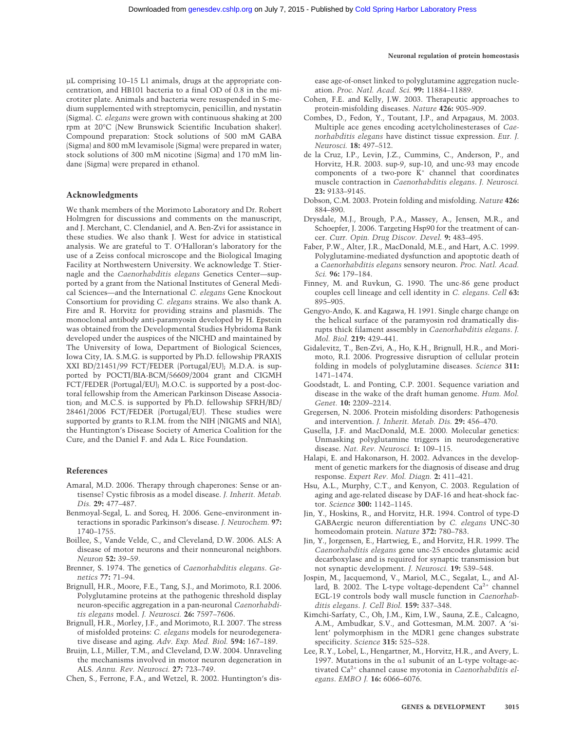μL comprising 10–15 L1 animals, drugs at the appropriate concentration, and HB101 bacteria to a final OD of 0.8 in the microtiter plate. Animals and bacteria were resuspended in S-medium supplemented with streptomycin, penicillin, and nystatin (Sigma). *C. elegans* were grown with continuous shaking at 200 rpm at 20°C (New Brunswick Scientific Incubation shaker). Compound preparation: Stock solutions of 500 mM GABA (Sigma) and 800 mM levamisole (Sigma) were prepared in water; stock solutions of 300 mM nicotine (Sigma) and 170 mM lindane (Sigma) were prepared in ethanol.

## Acknowledgments

We thank members of the Morimoto Laboratory and Dr. Robert Holmgren for discussions and comments on the manuscript, and J. Merchant, C. Clendaniel, and A. Ben-Zvi for assistance in these studies. We also thank J. West for advice in statistical analysis. We are grateful to T. O'Halloran's laboratory for the use of a Zeiss confocal microscope and the Biological Imaging Facility at Northwestern University. We acknowledge T. Stiernagle and the *Caenorhabditis elegans* Genetics Center—supported by a grant from the National Institutes of General Medical Sciences—and the International *C. elegans* Gene Knockout Consortium for providing *C. elegans* strains. We also thank A. Fire and R. Horvitz for providing strains and plasmids. The monoclonal antibody anti-paramyosin developed by H. Epstein was obtained from the Developmental Studies Hybridoma Bank developed under the auspices of the NICHD and maintained by The University of Iowa, Department of Biological Sciences, Iowa City, IA. S.M.G. is supported by Ph.D. fellowship PRAXIS XXI BD/21451/99 FCT/FEDER (Portugal/EU); M.D.A. is supported by POCTI/BIA-BCM/56609/2004 grant and CIGMH FCT/FEDER (Portugal/EU); M.O.C. is supported by a post-doctoral fellowship from the American Parkinson Disease Association; and M.C.S. is supported by Ph.D. fellowship SFRH/BD/28461/2006 FCT/FEDER (Portugal/EU). These studies were supported by grants to R.I.M. from the NIH (NIGMS and NIA), the Huntington's Disease Society of America Coalition for the Cure, and the Daniel F. and Ada L. Rice Foundation.

## References

Amaral, M.D. 2006. Therapy through chaperones: Sense or antisense? Cystic fibrosis as a model disease. *J. Inherit. Metab. Dis.* **29:** 477–487.

Benmoyal-Segal, L. and Soreq, H. 2006. Gene–environment interactions in sporadic Parkinson's disease. *J. Neurochem.* **97:** 1740–1755.

Boillee, S., Vande Velde, C., and Cleveland, D.W. 2006. ALS: A disease of motor neurons and their nonneuronal neighbors. *Neuron* **52:** 39–59.

Brenner, S. 1974. The genetics of *Caenorhabditis elegans*. *Genetics* **77:** 71–94.

Brignull, H.R., Moore, F.E., Tang, S.J., and Morimoto, R.I. 2006. Polyglutamine proteins at the pathogenic threshold display neuron-specific aggregation in a pan-neuronal *Caenorhabditis elegans* model. *J. Neurosci.* **26:** 7597–7606.

Brignull, H.R., Morley, J.F., and Morimoto, R.I. 2007. The stress of misfolded proteins: *C. elegans* models for neurodegenerative disease and aging. *Adv. Exp. Med. Biol.* **594:** 167–189.

Bruijn, L.I., Miller, T.M., and Cleveland, D.W. 2004. Unraveling the mechanisms involved in motor neuron degeneration in ALS. *Annu. Rev. Neurosci.* **27:** 723–749.

Chen, S., Ferrone, F.A., and Wetzel, R. 2002. Huntington's disease age-of-onset linked to polyglutamine aggregation nucleation. *Proc. Natl. Acad. Sci.* **99:** 11884–11889.

Cohen, F.E. and Kelly, J.W. 2003. Therapeutic approaches to protein-misfolding diseases. *Nature* **426:** 905–909.

Combes, D., Fedon, Y., Toutant, J.P., and Arpagaus, M. 2003. Multiple ace genes encoding acetylcholinesterases of *Caenorhabditis elegans* have distinct tissue expression. *Eur. J. Neurosci.* **18:** 497–512.

de la Cruz, I.P., Levin, J.Z., Cummins, C., Anderson, P., and Horvitz, H.R. 2003. sup-9, sup-10, and unc-93 may encode components of a two-pore $K^+$ channel that coordinates muscle contraction in *Caenorhabditis elegans*. *J. Neurosci.* **23:** 9133–9145.

Dobson, C.M. 2003. Protein folding and misfolding. *Nature* **426:** 884–890.

Drysdale, M.J., Brough, P.A., Massey, A., Jensen, M.R., and Schoepfer, J. 2006. Targeting Hsp90 for the treatment of cancer. *Curr. Opin. Drug Discov. Devel.* **9:** 483–495.

Faber, P.W., Alter, J.R., MacDonald, M.E., and Hart, A.C. 1999. Polyglutamine-mediated dysfunction and apoptotic death of a *Caenorhabditis elegans* sensory neuron. *Proc. Natl. Acad. Sci.* **96:** 179–184.

Finney, M. and Ruvkun, G. 1990. The unc-86 gene product couples cell lineage and cell identity in *C. elegans*. *Cell* **63:** 895–905.

Gengyo-Ando, K. and Kagawa, H. 1991. Single charge change on the helical surface of the paramyosin rod dramatically disrupts thick filament assembly in *Caenorhabditis elegans*. *J. Mol. Biol.* **219:** 429–441.

Gidalevitz, T., Ben-Zvi, A., Ho, K.H., Brignull, H.R., and Morimoto, R.I. 2006. Progressive disruption of cellular protein folding in models of polyglutamine diseases. *Science* **311:** 1471–1474.

Goodstadt, L. and Ponting, C.P. 2001. Sequence variation and disease in the wake of the draft human genome. *Hum. Mol. Genet.* **10:** 2209–2214.

Gregersen, N. 2006. Protein misfolding disorders: Pathogenesis and intervention. *J. Inherit. Metab. Dis.* **29:** 456–470.

Gusella, J.F. and MacDonald, M.E. 2000. Molecular genetics: Unmasking polyglutamine triggers in neurodegenerative disease. *Nat. Rev. Neurosci.* **1:** 109–115.

Halapi, E. and Hakonarson, H. 2002. Advances in the development of genetic markers for the diagnosis of disease and drug response. *Expert Rev. Mol. Diagn.* **2:** 411–421.

Hsu, A.L., Murphy, C.T., and Kenyon, C. 2003. Regulation of aging and age-related disease by DAF-16 and heat-shock factor. *Science* **300:** 1142–1145.

Jin, Y., Hoskins, R., and Horvitz, H.R. 1994. Control of type-D GABAergic neuron differentiation by *C. elegans* UNC-30 homeodomain protein. *Nature* **372:** 780–783.

Jin, Y., Jorgensen, E., Hartwieg, E., and Horvitz, H.R. 1999. The *Caenorhabditis elegans* gene unc-25 encodes glutamic acid decarboxylase and is required for synaptic transmission but not synaptic development. *J. Neurosci.* **19:** 539–548.

Jospin, M., Jacquemond, V., Mariol, M.C., Segalat, L., and Allard, B. 2002. The L-type voltage-dependent $Ca^{2+}$ channel EGL-19 controls body wall muscle function in *Caenorhabditis elegans*. *J. Cell Biol.* **159:** 337–348.

Kimchi-Sarfaty, C., Oh, J.M., Kim, I.W., Sauna, Z.E., Calcagno, A.M., Ambudkar, S.V., and Gottesman, M.M. 2007. A 'silent' polymorphism in the MDR1 gene changes substrate specificity. *Science* **315:** 525–528.

Lee, R.Y., Lobel, L., Hengartner, M., Horvitz, H.R., and Avery, L. 1997. Mutations in the α1 subunit of an L-type voltage-activated $Ca^{2+}$ channel cause myotonia in *Caenorhabditis elegans*. *EMBO J.* **16:** 6066–6076.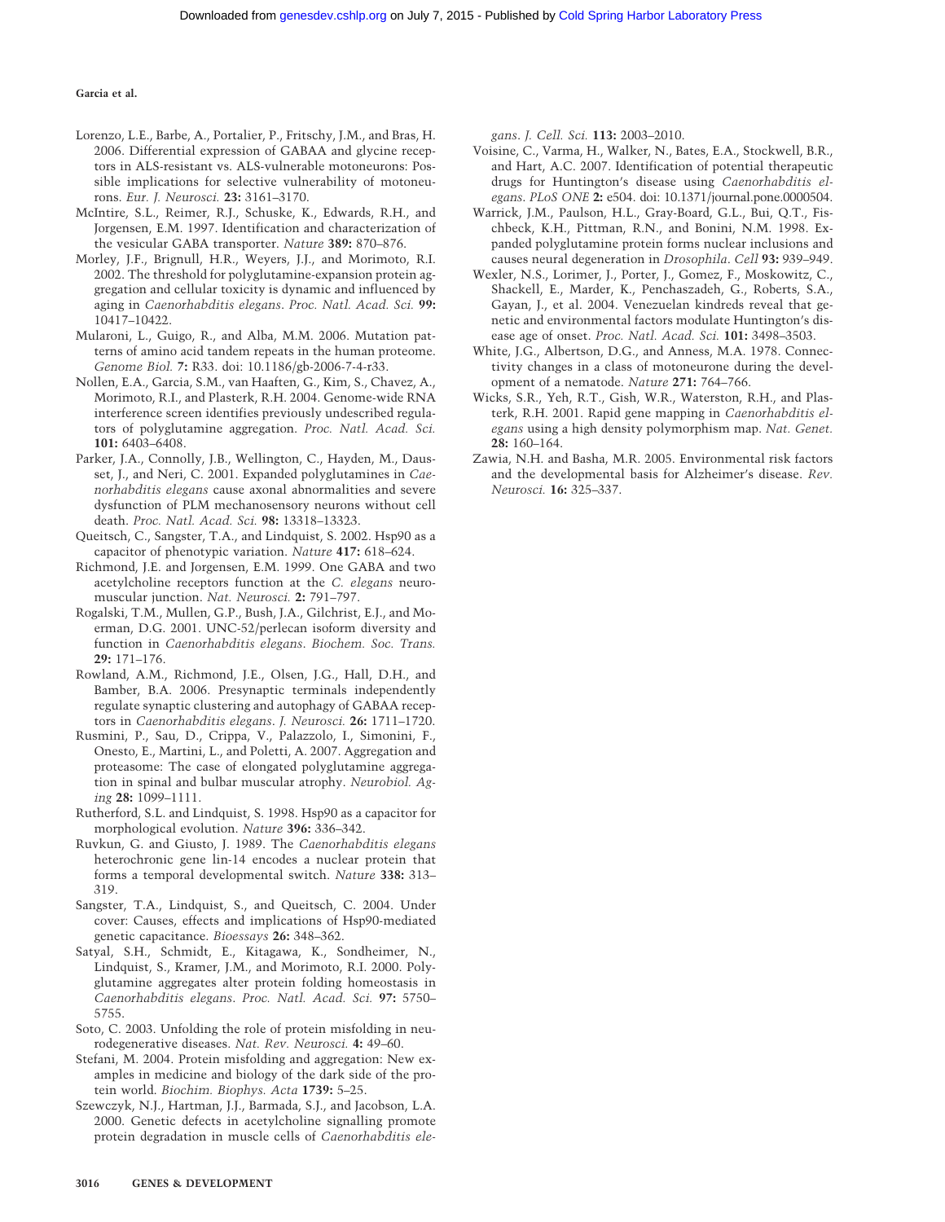Lorenzo, L.E., Barbe, A., Portalier, P., Fritschy, J.M., and Bras, H. 2006. Differential expression of GABAA and glycine receptors in ALS-resistant vs. ALS-vulnerable motoneurons: Possible implications for selective vulnerability of motoneurons. *Eur. J. Neurosci.* **23:** 3161–3170.

McIntire, S.L., Reimer, R.J., Schuske, K., Edwards, R.H., and Jorgensen, E.M. 1997. Identification and characterization of the vesicular GABA transporter. *Nature* **389:** 870–876.

Morley, J.F., Brignull, H.R., Weyers, J.J., and Morimoto, R.I. 2002. The threshold for polyglutamine-expansion protein aggregation and cellular toxicity is dynamic and influenced by aging in *Caenorhabditis elegans*. *Proc. Natl. Acad. Sci.* **99:** 10417–10422.

Mularoni, L., Guigo, R., and Alba, M.M. 2006. Mutation patterns of amino acid tandem repeats in the human proteome. *Genome Biol.* **7:** R33. doi: 10.1186/gb-2006-7-4-r33.

Nollen, E.A., Garcia, S.M., van Haaften, G., Kim, S., Chavez, A., Morimoto, R.I., and Plasterk, R.H. 2004. Genome-wide RNA interference screen identifies previously undescribed regulators of polyglutamine aggregation. *Proc. Natl. Acad. Sci.* **101:** 6403–6408.

Parker, J.A., Connolly, J.B., Wellington, C., Hayden, M., Dausset, J., and Neri, C. 2001. Expanded polyglutamines in *Caenorhabditis elegans* cause axonal abnormalities and severe dysfunction of PLM mechanosensory neurons without cell death. *Proc. Natl. Acad. Sci.* **98:** 13318–13323.

Queitsch, C., Sangster, T.A., and Lindquist, S. 2002. Hsp90 as a capacitor of phenotypic variation. *Nature* **417:** 618–624.

Richmond, J.E. and Jorgensen, E.M. 1999. One GABA and two acetylcholine receptors function at the *C. elegans* neuromuscular junction. *Nat. Neurosci.* **2:** 791–797.

Rogalski, T.M., Mullen, G.P., Bush, J.A., Gilchrist, E.J., and Moerman, D.G. 2001. UNC-52/perlecan isoform diversity and function in *Caenorhabditis elegans*. *Biochem. Soc. Trans.* **29:** 171–176.

Rowland, A.M., Richmond, J.E., Olsen, J.G., Hall, D.H., and Bamber, B.A. 2006. Presynaptic terminals independently regulate synaptic clustering and autophagy of GABAA receptors in *Caenorhabditis elegans*. *J. Neurosci.* **26:** 1711–1720.

Rusmini, P., Sau, D., Crippa, V., Palazzolo, I., Simonini, F., Onesto, E., Martini, L., and Poletti, A. 2007. Aggregation and proteasome: The case of elongated polyglutamine aggregation in spinal and bulbar muscular atrophy. *Neurobiol. Aging* **28:** 1099–1111.

Rutherford, S.L. and Lindquist, S. 1998. Hsp90 as a capacitor for morphological evolution. *Nature* **396:** 336–342.

Ruvkun, G. and Giusto, J. 1989. The *Caenorhabditis elegans* heterochronic gene lin-14 encodes a nuclear protein that forms a temporal developmental switch. *Nature* **338:** 313–319.

Sangster, T.A., Lindquist, S., and Queitsch, C. 2004. Under cover: Causes, effects and implications of Hsp90-mediated genetic capacitance. *Bioessays* **26:** 348–362.

Satyal, S.H., Schmidt, E., Kitagawa, K., Sondheimer, N., Lindquist, S., Kramer, J.M., and Morimoto, R.I. 2000. Polyglutamine aggregates alter protein folding homeostasis in *Caenorhabditis elegans*. *Proc. Natl. Acad. Sci.* **97:** 5750–5755.

Soto, C. 2003. Unfolding the role of protein misfolding in neurodegenerative diseases. *Nat. Rev. Neurosci.* **4:** 49–60.

Stefani, M. 2004. Protein misfolding and aggregation: New examples in medicine and biology of the dark side of the protein world. *Biochim. Biophys. Acta* **1739:** 5–25.

Szewczyk, N.J., Hartman, J.J., Barmada, S.J., and Jacobson, L.A. 2000. Genetic defects in acetylcholine signalling promote protein degradation in muscle cells of *Caenorhabditis elegans*. *J. Cell. Sci.* **113:** 2003–2010.

Voisine, C., Varma, H., Walker, N., Bates, E.A., Stockwell, B.R., and Hart, A.C. 2007. Identification of potential therapeutic drugs for Huntington's disease using *Caenorhabditis elegans*. *PLoS ONE* **2:** e504. doi: 10.1371/journal.pone.0000504.

Warrick, J.M., Paulson, H.L., Gray-Board, G.L., Bui, Q.T., Fischbeck, K.H., Pittman, R.N., and Bonini, N.M. 1998. Expanded polyglutamine protein forms nuclear inclusions and causes neural degeneration in *Drosophila*. *Cell* **93:** 939–949.

Wexler, N.S., Lorimer, J., Porter, J., Gomez, F., Moskowitz, C., Shackell, E., Marder, K., Penchaszadeh, G., Roberts, S.A., Gayan, J., et al. 2004. Venezuelan kindreds reveal that genetic and environmental factors modulate Huntington's disease age of onset. *Proc. Natl. Acad. Sci.* **101:** 3498–3503.

White, J.G., Albertson, D.G., and Anness, M.A. 1978. Connectivity changes in a class of motoneurone during the development of a nematode. *Nature* **271:** 764–766.

Wicks, S.R., Yeh, R.T., Gish, W.R., Waterston, R.H., and Plasterk, R.H. 2001. Rapid gene mapping in *Caenorhabditis elegans* using a high density polymorphism map. *Nat. Genet.* **28:** 160–164.

Zawia, N.H. and Basha, M.R. 2005. Environmental risk factors and the developmental basis for Alzheimer's disease. *Rev. Neurosci.* **16:** 325–337.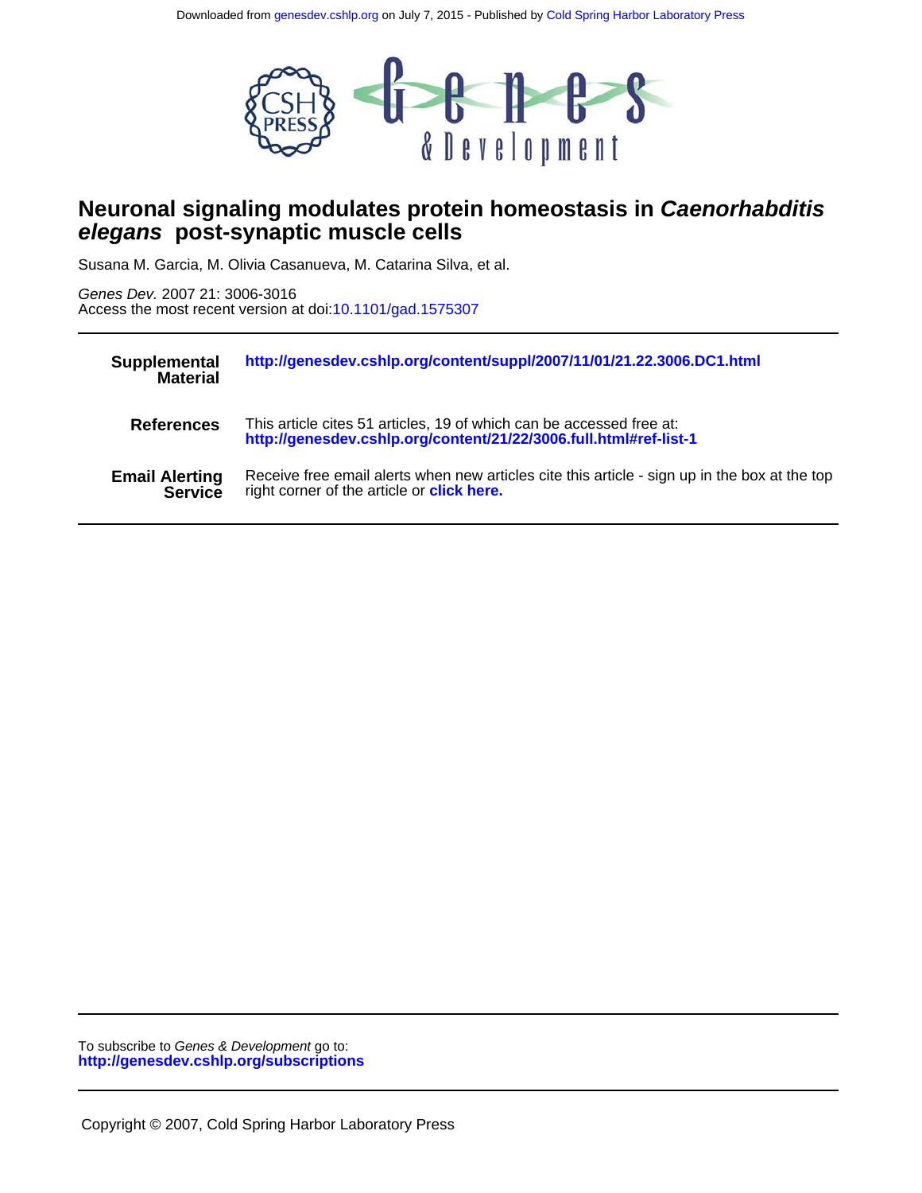Downloaded from genesdev.cshlp.org on July 7, 2015 - Published by Cold Spring Harbor Laboratory Press

# Neuronal signaling modulates protein homeostasis in *Caenorhabditis elegans* post-synaptic muscle cells

Susana M. Garcia, M. Olivia Casanueva, M. Catarina Silva, et al.

*Genes Dev.* 2007 21: 3006-3016
Access the most recent version at doi:10.1101/gad.1575307

| | |
|---|---|
| **Supplemental Material** | **http://genesdev.cshlp.org/content/suppl/2007/11/01/21.22.3006.DC1.html** |
| **References** | This article cites 51 articles, 19 of which can be accessed free at: **http://genesdev.cshlp.org/content/21/22/3006.full.html#ref-list-1** |
| **Email Alerting Service** | Receive free email alerts when new articles cite this article - sign up in the box at the top right corner of the article or **click here.** |

To subscribe to *Genes & Development* go to:
**http://genesdev.cshlp.org/subscriptions**

Copyright © 2007, Cold Spring Harbor Laboratory Press